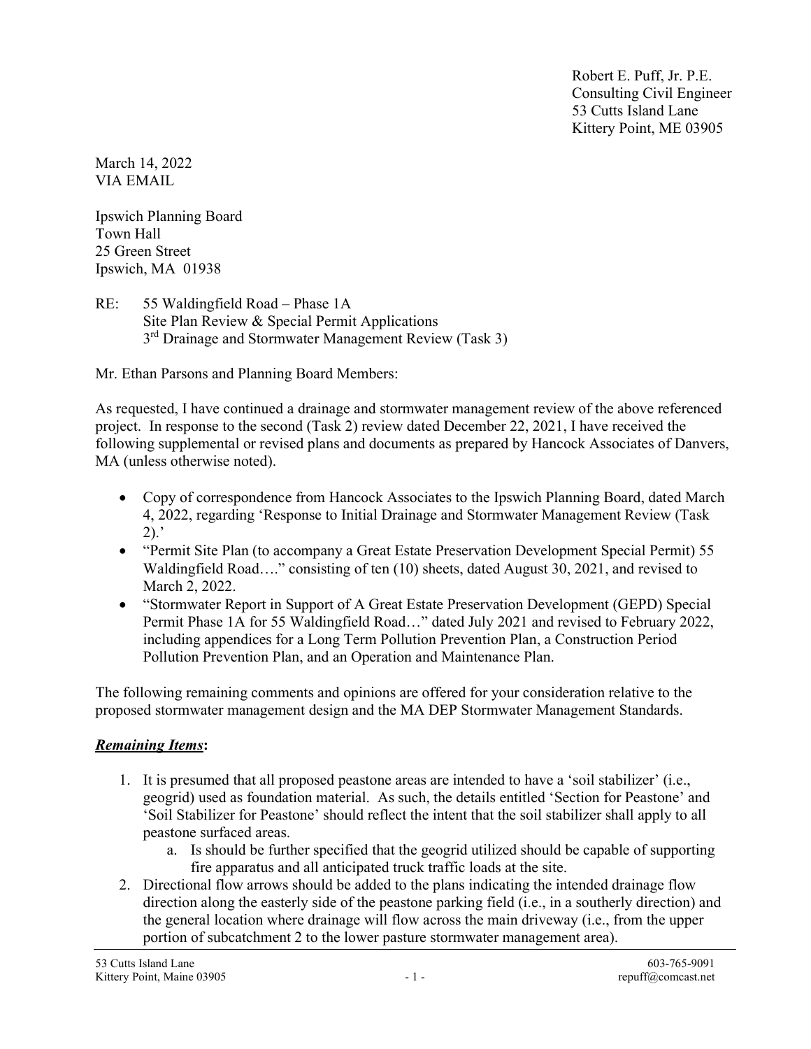Robert E. Puff, Jr. P.E.
Consulting Civil Engineer
53 Cutts Island Lane
Kittery Point, ME 03905

March 14, 2022
VIA EMAIL

Ipswich Planning Board
Town Hall
25 Green Street
Ipswich, MA 01938

RE: 55 Waldingfield Road – Phase 1A
Site Plan Review & Special Permit Applications
3rd Drainage and Stormwater Management Review (Task 3)

Mr. Ethan Parsons and Planning Board Members:

As requested, I have continued a drainage and stormwater management review of the above referenced project. In response to the second (Task 2) review dated December 22, 2021, I have received the following supplemental or revised plans and documents as prepared by Hancock Associates of Danvers, MA (unless otherwise noted).

- Copy of correspondence from Hancock Associates to the Ipswich Planning Board, dated March 4, 2022, regarding 'Response to Initial Drainage and Stormwater Management Review (Task 2).'
- "Permit Site Plan (to accompany a Great Estate Preservation Development Special Permit) 55 Waldingfield Road…." consisting of ten (10) sheets, dated August 30, 2021, and revised to March 2, 2022.
- "Stormwater Report in Support of A Great Estate Preservation Development (GEPD) Special Permit Phase 1A for 55 Waldingfield Road…" dated July 2021 and revised to February 2022, including appendices for a Long Term Pollution Prevention Plan, a Construction Period Pollution Prevention Plan, and an Operation and Maintenance Plan.

The following remaining comments and opinions are offered for your consideration relative to the proposed stormwater management design and the MA DEP Stormwater Management Standards.

***Remaining Items*:**

1. It is presumed that all proposed peastone areas are intended to have a 'soil stabilizer' (i.e., geogrid) used as foundation material. As such, the details entitled 'Section for Peastone' and 'Soil Stabilizer for Peastone' should reflect the intent that the soil stabilizer shall apply to all peastone surfaced areas.
    a. Is should be further specified that the geogrid utilized should be capable of supporting fire apparatus and all anticipated truck traffic loads at the site.
2. Directional flow arrows should be added to the plans indicating the intended drainage flow direction along the easterly side of the peastone parking field (i.e., in a southerly direction) and the general location where drainage will flow across the main driveway (i.e., from the upper portion of subcatchment 2 to the lower pasture stormwater management area).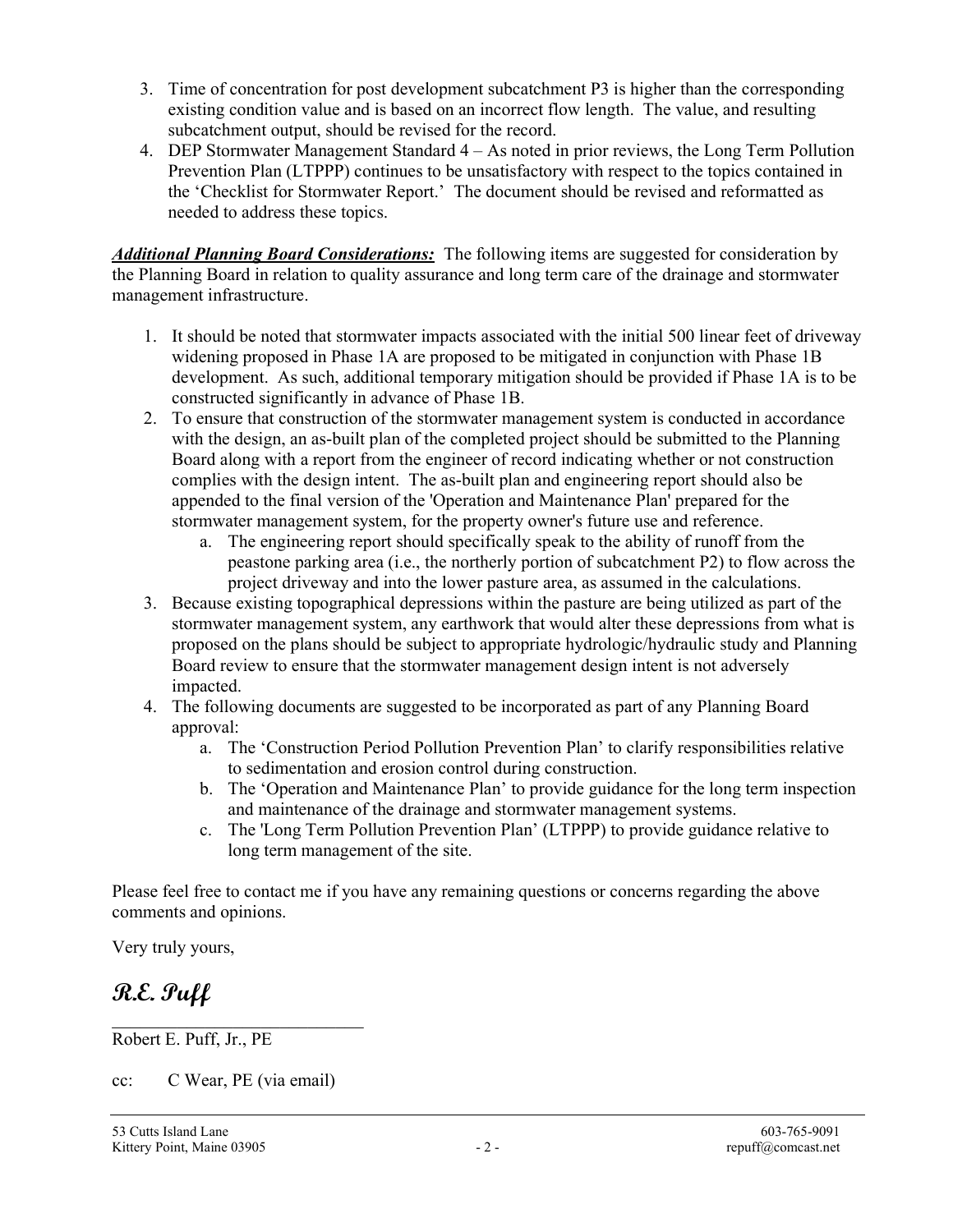3. Time of concentration for post development subcatchment P3 is higher than the corresponding existing condition value and is based on an incorrect flow length. The value, and resulting subcatchment output, should be revised for the record.
4. DEP Stormwater Management Standard 4 – As noted in prior reviews, the Long Term Pollution Prevention Plan (LTPPP) continues to be unsatisfactory with respect to the topics contained in the 'Checklist for Stormwater Report.' The document should be revised and reformatted as needed to address these topics.

***Additional Planning Board Considerations:*** The following items are suggested for consideration by the Planning Board in relation to quality assurance and long term care of the drainage and stormwater management infrastructure.

1. It should be noted that stormwater impacts associated with the initial 500 linear feet of driveway widening proposed in Phase 1A are proposed to be mitigated in conjunction with Phase 1B development. As such, additional temporary mitigation should be provided if Phase 1A is to be constructed significantly in advance of Phase 1B.
2. To ensure that construction of the stormwater management system is conducted in accordance with the design, an as-built plan of the completed project should be submitted to the Planning Board along with a report from the engineer of record indicating whether or not construction complies with the design intent. The as-built plan and engineering report should also be appended to the final version of the 'Operation and Maintenance Plan' prepared for the stormwater management system, for the property owner's future use and reference.
   a. The engineering report should specifically speak to the ability of runoff from the peastone parking area (i.e., the northerly portion of subcatchment P2) to flow across the project driveway and into the lower pasture area, as assumed in the calculations.
3. Because existing topographical depressions within the pasture are being utilized as part of the stormwater management system, any earthwork that would alter these depressions from what is proposed on the plans should be subject to appropriate hydrologic/hydraulic study and Planning Board review to ensure that the stormwater management design intent is not adversely impacted.
4. The following documents are suggested to be incorporated as part of any Planning Board approval:
   a. The 'Construction Period Pollution Prevention Plan' to clarify responsibilities relative to sedimentation and erosion control during construction.
   b. The 'Operation and Maintenance Plan' to provide guidance for the long term inspection and maintenance of the drainage and stormwater management systems.
   c. The 'Long Term Pollution Prevention Plan' (LTPPP) to provide guidance relative to long term management of the site.

Please feel free to contact me if you have any remaining questions or concerns regarding the above comments and opinions.

Very truly yours,

***R.E. Puff***

Robert E. Puff, Jr., PE

cc: C Wear, PE (via email)

53 Cutts Island Lane
Kittery Point, Maine 03905

603-765-9091
repuff@comcast.net